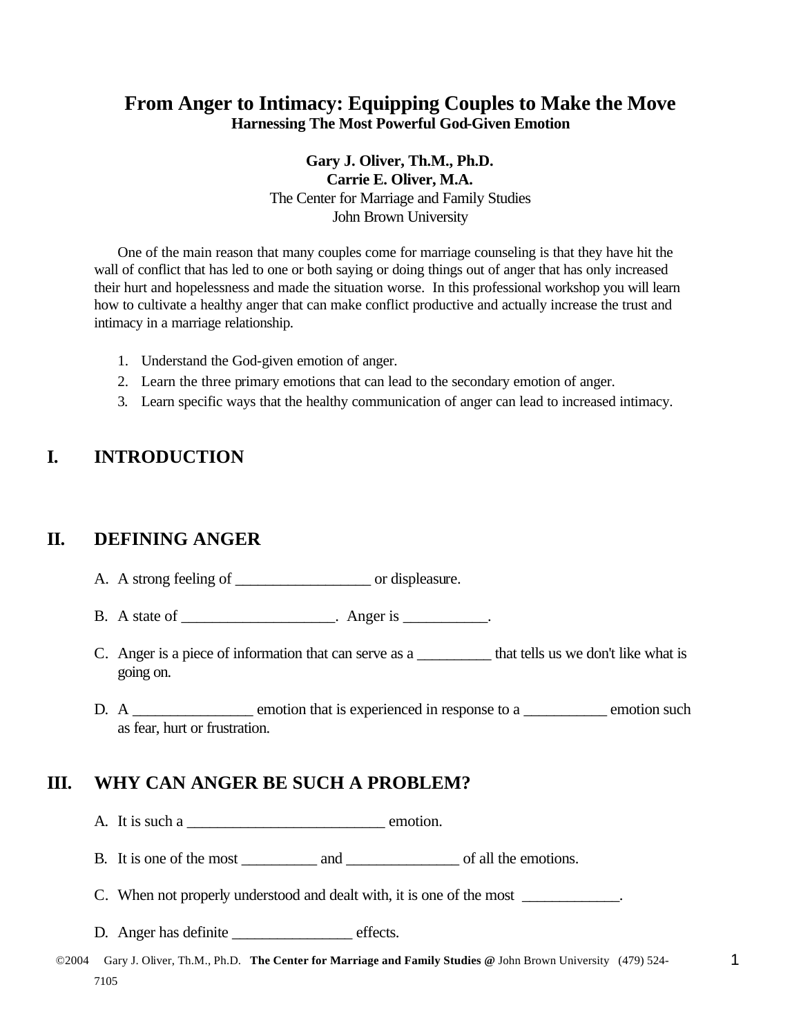# From Anger to Intimacy: Equipping Couples to Make the Move

**Harnessing The Most Powerful God-Given Emotion**

**Gary J. Oliver, Th.M., Ph.D.**
**Carrie E. Oliver, M.A.**
The Center for Marriage and Family Studies
John Brown University

One of the main reason that many couples come for marriage counseling is that they have hit the wall of conflict that has led to one or both saying or doing things out of anger that has only increased their hurt and hopelessness and made the situation worse. In this professional workshop you will learn how to cultivate a healthy anger that can make conflict productive and actually increase the trust and intimacy in a marriage relationship.

1. Understand the God-given emotion of anger.
2. Learn the three primary emotions that can lead to the secondary emotion of anger.
3. Learn specific ways that the healthy communication of anger can lead to increased intimacy.

## I. INTRODUCTION

## II. DEFINING ANGER

A. A strong feeling of _________________ or displeasure.

B. A state of ___________________. Anger is ___________.

C. Anger is a piece of information that can serve as a __________ that tells us we don't like what is going on.

D. A _______________ emotion that is experienced in response to a ___________ emotion such as fear, hurt or frustration.

## III. WHY CAN ANGER BE SUCH A PROBLEM?

A. It is such a _________________________ emotion.

B. It is one of the most __________ and ______________ of all the emotions.

C. When not properly understood and dealt with, it is one of the most ____________.

D. Anger has definite _______________ effects.

©2004 Gary J. Oliver, Th.M., Ph.D. **The Center for Marriage and Family Studies @** John Brown University (479) 524-7105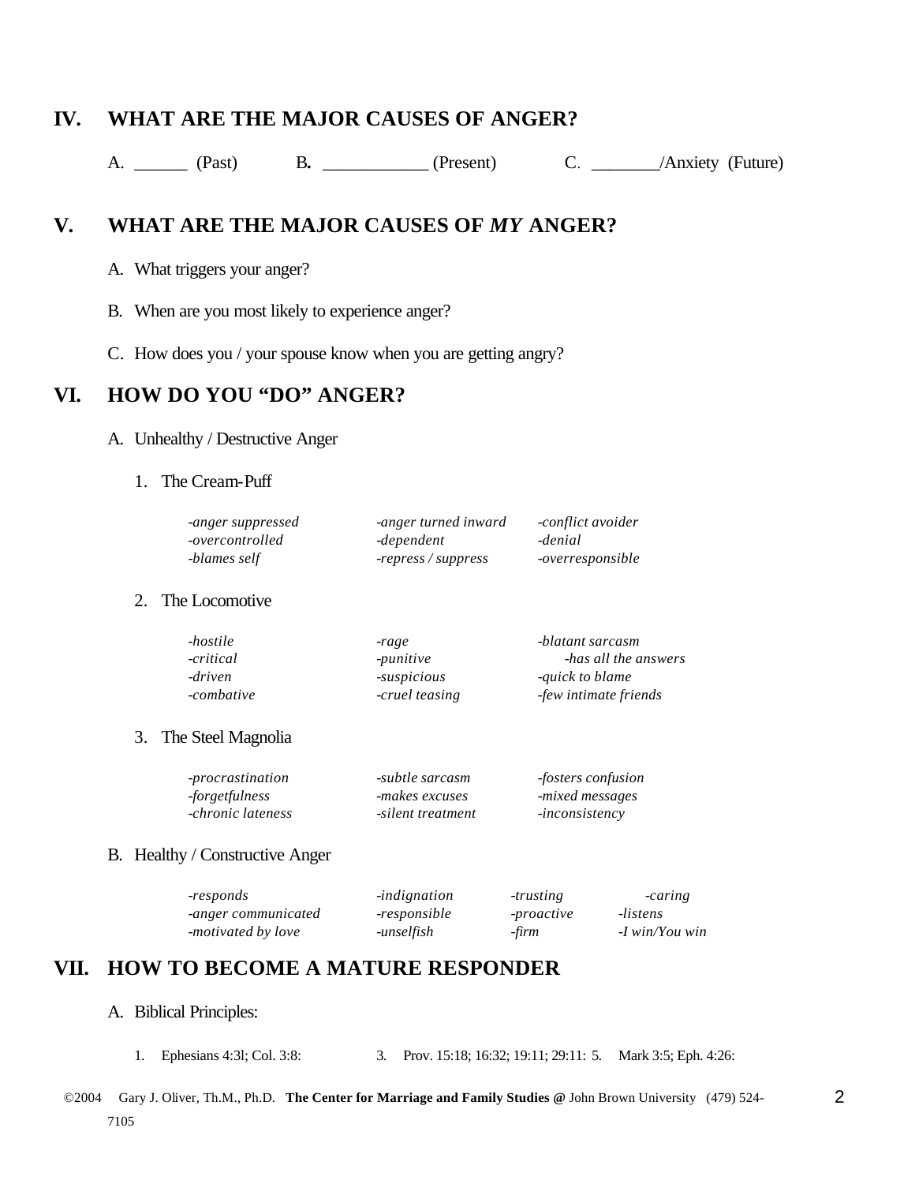## IV. WHAT ARE THE MAJOR CAUSES OF ANGER?

A. ______ (Past) B. ____________ (Present) C. ________/Anxiety (Future)

## V. WHAT ARE THE MAJOR CAUSES OF *MY* ANGER?

A. What triggers your anger?

B. When are you most likely to experience anger?

C. How does you / your spouse know when you are getting angry?

## VI. HOW DO YOU "DO" ANGER?

A. Unhealthy / Destructive Anger

1. The Cream-Puff

| | | |
|---|---|---|
| *-anger suppressed* | *-anger turned inward* | *-conflict avoider* |
| *-overcontrolled* | *-dependent* | *-denial* |
| *-blames self* | *-repress / suppress* | *-overresponsible* |

2. The Locomotive

| | | |
|---|---|---|
| *-hostile* | *-rage* | *-blatant sarcasm* |
| *-critical* | *-punitive* | *-has all the answers* |
| *-driven* | *-suspicious* | *-quick to blame* |
| *-combative* | *-cruel teasing* | *-few intimate friends* |

3. The Steel Magnolia

| | | |
|---|---|---|
| *-procrastination* | *-subtle sarcasm* | *-fosters confusion* |
| *-forgetfulness* | *-makes excuses* | *-mixed messages* |
| *-chronic lateness* | *-silent treatment* | *-inconsistency* |

B. Healthy / Constructive Anger

| | | | |
|---|---|---|---|
| *-responds* | *-indignation* | *-trusting* | *-caring* |
| *-anger communicated* | *-responsible* | *-proactive* | *-listens* |
| *-motivated by love* | *-unselfish* | *-firm* | *-I win/You win* |

## VII. HOW TO BECOME A MATURE RESPONDER

A. Biblical Principles:

1. Ephesians 4:3l; Col. 3:8: 3. Prov. 15:18; 16:32; 19:11; 29:11: 5. Mark 3:5; Eph. 4:26:

©2004 Gary J. Oliver, Th.M., Ph.D. **The Center for Marriage and Family Studies @** John Brown University (479) 524-7105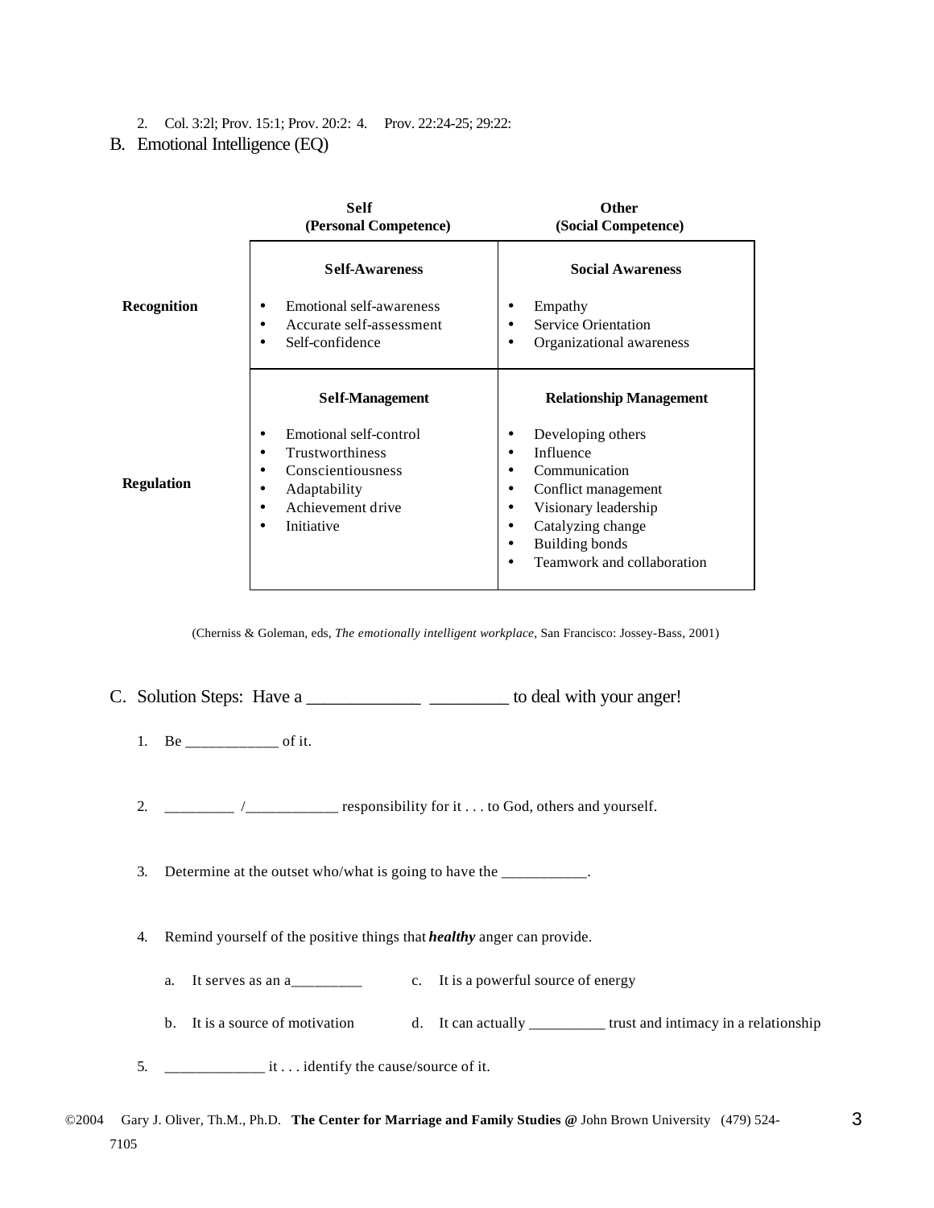2. Col. 3:2l; Prov. 15:1; Prov. 20:2: 4. Prov. 22:24-25; 29:22:

B. Emotional Intelligence (EQ)

| | **Self (Personal Competence)** | **Other (Social Competence)** |
|---|---|---|
| **Recognition** | **Self-Awareness**<br>• Emotional self-awareness<br>• Accurate self-assessment<br>• Self-confidence | **Social Awareness**<br>• Empathy<br>• Service Orientation<br>• Organizational awareness |
| **Regulation** | **Self-Management**<br>• Emotional self-control<br>• Trustworthiness<br>• Conscientiousness<br>• Adaptability<br>• Achievement drive<br>• Initiative | **Relationship Management**<br>• Developing others<br>• Influence<br>• Communication<br>• Conflict management<br>• Visionary leadership<br>• Catalyzing change<br>• Building bonds<br>• Teamwork and collaboration |

(Cherniss & Goleman, eds, *The emotionally intelligent workplace*, San Francisco: Jossey-Bass, 2001)

C. Solution Steps: Have a _____________ _________ to deal with your anger!

1. Be ____________ of it.

2. _________ /____________ responsibility for it . . . to God, others and yourself.

3. Determine at the outset who/what is going to have the ___________.

4. Remind yourself of the positive things that ***healthy*** anger can provide.

   a. It serves as an a_________
   
   b. It is a source of motivation
   
   c. It is a powerful source of energy
   
   d. It can actually __________ trust and intimacy in a relationship

5. _____________ it . . . identify the cause/source of it.

©2004 Gary J. Oliver, Th.M., Ph.D. **The Center for Marriage and Family Studies @** John Brown University (479) 524-7105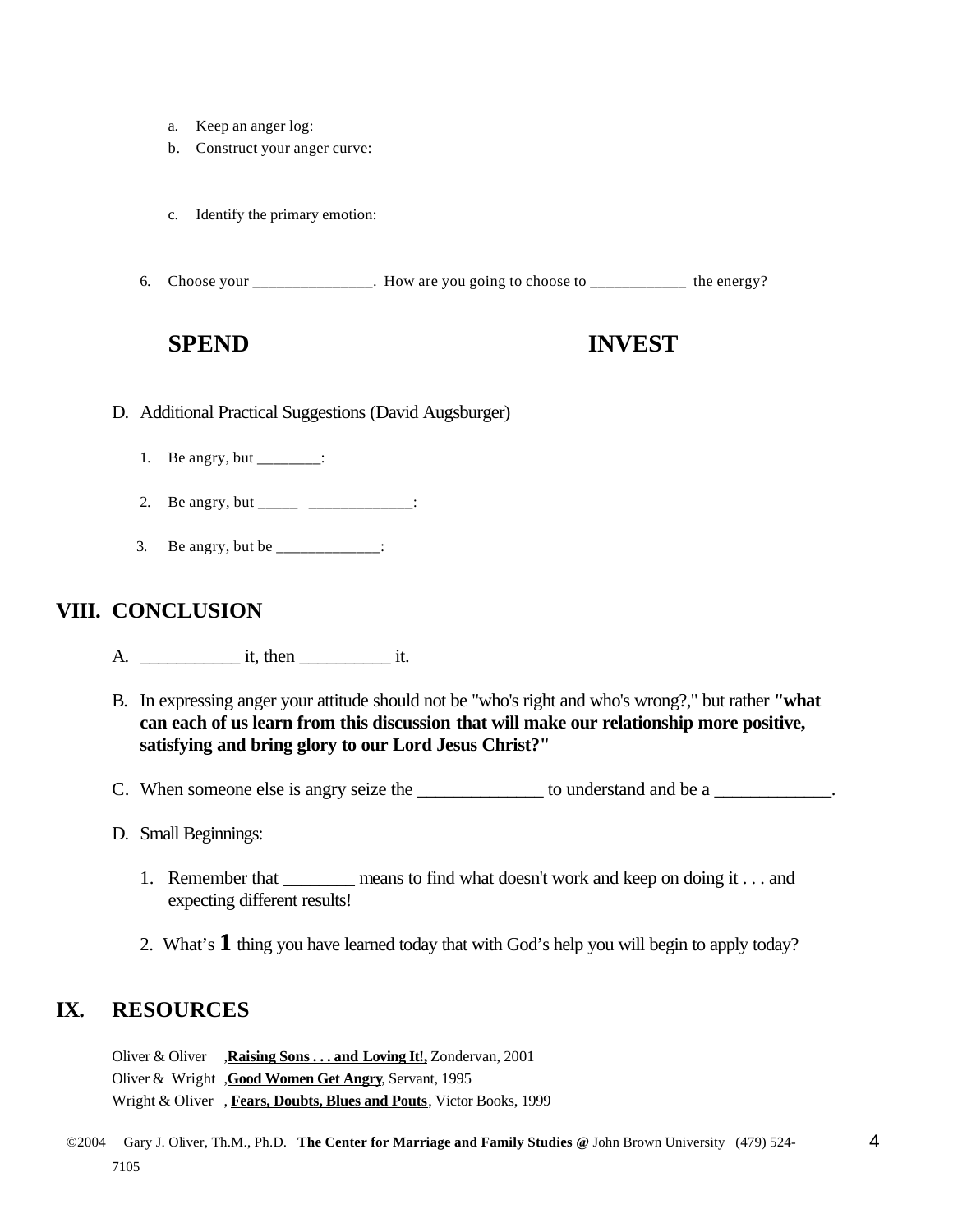a. Keep an anger log:
b. Construct your anger curve:

c. Identify the primary emotion:

6. Choose your _______________. How are you going to choose to ____________ the energy?

**SPEND** **INVEST**

D. Additional Practical Suggestions (David Augsburger)

1. Be angry, but ________:

2. Be angry, but _____ _____________:

3. Be angry, but be _____________:

## VIII. CONCLUSION

A. ___________ it, then __________ it.

B. In expressing anger your attitude should not be "who's right and who's wrong?," but rather **"what can each of us learn from this discussion that will make our relationship more positive, satisfying and bring glory to our Lord Jesus Christ?"**

C. When someone else is angry seize the ______________ to understand and be a _____________.

D. Small Beginnings:

1. Remember that ________ means to find what doesn't work and keep on doing it . . . and expecting different results!

2. What's **1** thing you have learned today that with God's help you will begin to apply today?

## IX. RESOURCES

Oliver & Oliver ,**Raising Sons . . . and Loving It!,** Zondervan, 2001
Oliver & Wright ,**Good Women Get Angry**, Servant, 1995
Wright & Oliver , **Fears, Doubts, Blues and Pouts**, Victor Books, 1999

©2004 Gary J. Oliver, Th.M., Ph.D. **The Center for Marriage and Family Studies @** John Brown University (479) 524-7105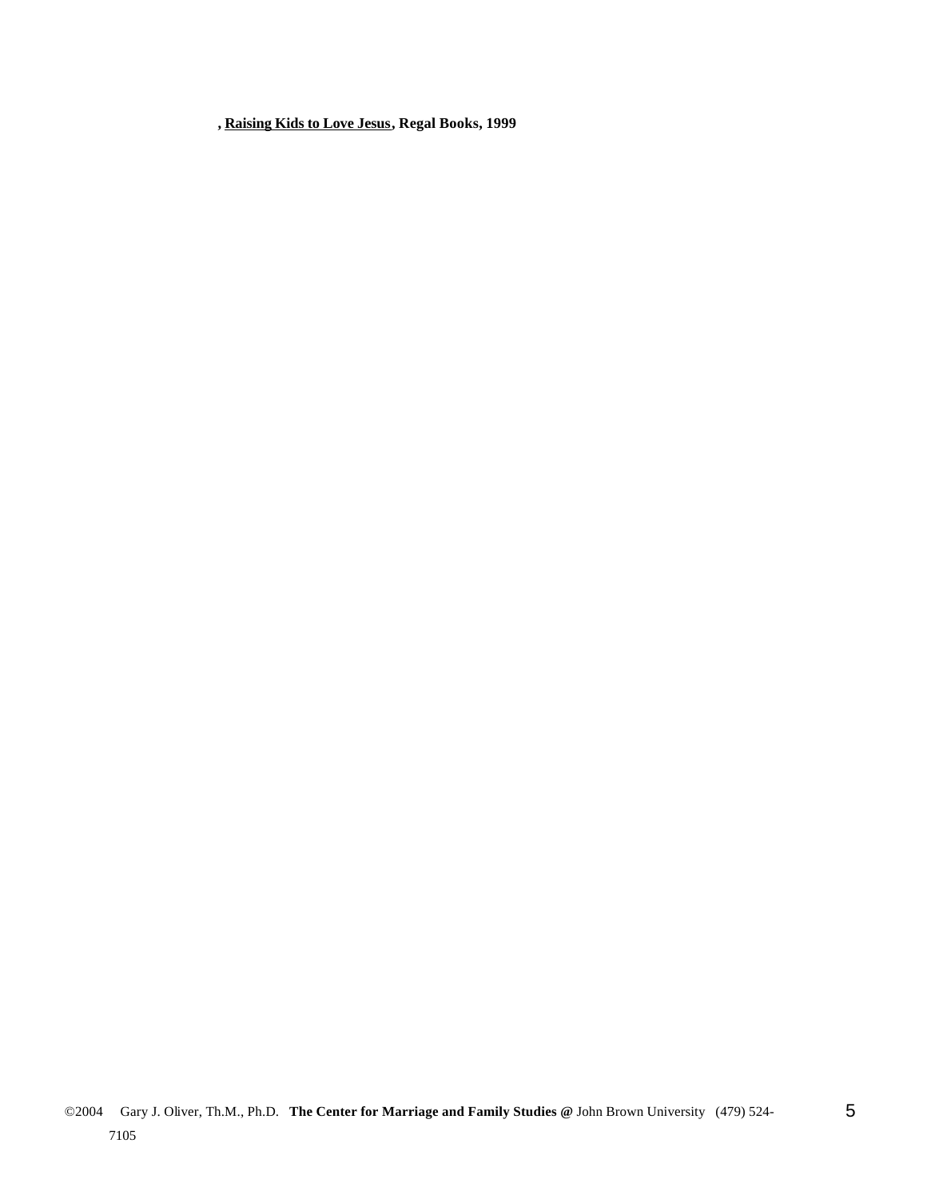**, Raising Kids to Love Jesus, Regal Books, 1999**